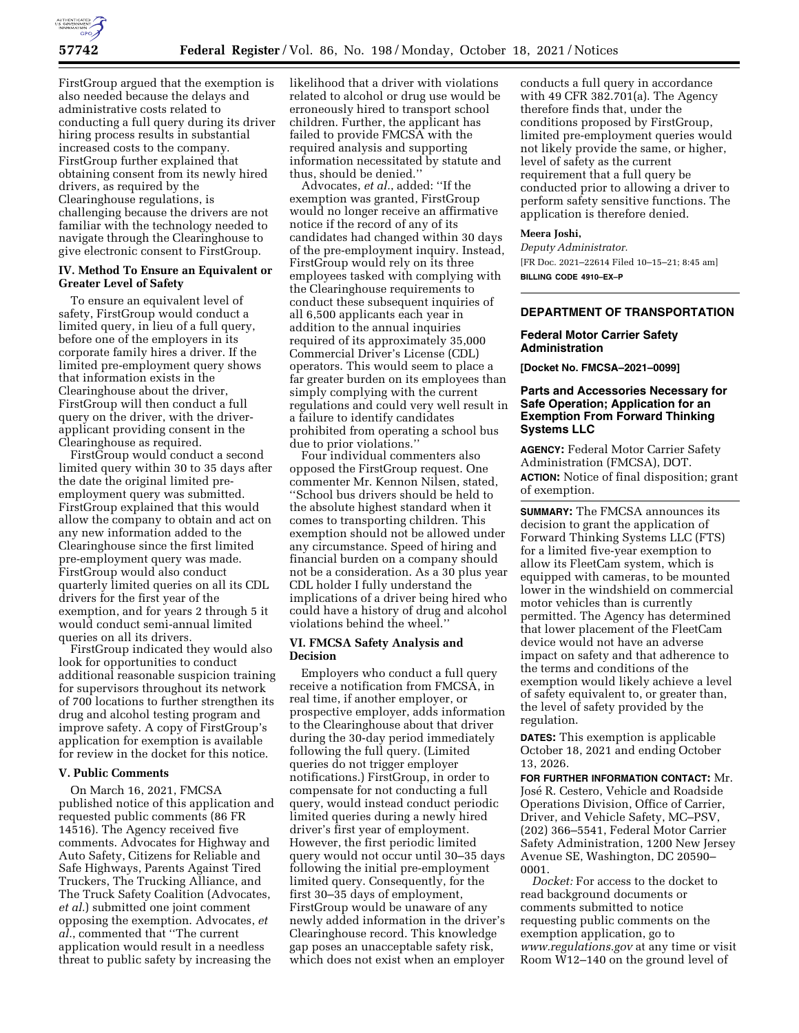FirstGroup argued that the exemption is also needed because the delays and administrative costs related to conducting a full query during its driver hiring process results in substantial increased costs to the company. FirstGroup further explained that obtaining consent from its newly hired drivers, as required by the Clearinghouse regulations, is challenging because the drivers are not familiar with the technology needed to navigate through the Clearinghouse to give electronic consent to FirstGroup.

### IV. Method To Ensure an Equivalent or Greater Level of Safety

To ensure an equivalent level of safety, FirstGroup would conduct a limited query, in lieu of a full query, before one of the employers in its corporate family hires a driver. If the limited pre-employment query shows that information exists in the Clearinghouse about the driver, FirstGroup will then conduct a full query on the driver, with the driver-applicant providing consent in the Clearinghouse as required.

FirstGroup would conduct a second limited query within 30 to 35 days after the date the original limited pre-employment query was submitted. FirstGroup explained that this would allow the company to obtain and act on any new information added to the Clearinghouse since the first limited pre-employment query was made. FirstGroup would also conduct quarterly limited queries on all its CDL drivers for the first year of the exemption, and for years 2 through 5 it would conduct semi-annual limited queries on all its drivers.

FirstGroup indicated they would also look for opportunities to conduct additional reasonable suspicion training for supervisors throughout its network of 700 locations to further strengthen its drug and alcohol testing program and improve safety. A copy of FirstGroup's application for exemption is available for review in the docket for this notice.

### V. Public Comments

On March 16, 2021, FMCSA published notice of this application and requested public comments (86 FR 14516). The Agency received five comments. Advocates for Highway and Auto Safety, Citizens for Reliable and Safe Highways, Parents Against Tired Truckers, The Trucking Alliance, and The Truck Safety Coalition (Advocates, *et al.*) submitted one joint comment opposing the exemption. Advocates, *et al.*, commented that "The current application would result in a needless threat to public safety by increasing the likelihood that a driver with violations related to alcohol or drug use would be erroneously hired to transport school children. Further, the applicant has failed to provide FMCSA with the required analysis and supporting information necessitated by statute and thus, should be denied."

Advocates, *et al.*, added: "If the exemption was granted, FirstGroup would no longer receive an affirmative notice if the record of any of its candidates had changed within 30 days of the pre-employment inquiry. Instead, FirstGroup would rely on its three employees tasked with complying with the Clearinghouse requirements to conduct these subsequent inquiries of all 6,500 applicants each year in addition to the annual inquiries required of its approximately 35,000 Commercial Driver's License (CDL) operators. This would seem to place a far greater burden on its employees than simply complying with the current regulations and could very well result in a failure to identify candidates prohibited from operating a school bus due to prior violations."

Four individual commenters also opposed the FirstGroup request. One commenter Mr. Kennon Nilsen, stated, "School bus drivers should be held to the absolute highest standard when it comes to transporting children. This exemption should not be allowed under any circumstance. Speed of hiring and financial burden on a company should not be a consideration. As a 30 plus year CDL holder I fully understand the implications of a driver being hired who could have a history of drug and alcohol violations behind the wheel."

### VI. FMCSA Safety Analysis and Decision

Employers who conduct a full query receive a notification from FMCSA, in real time, if another employer, or prospective employer, adds information to the Clearinghouse about that driver during the 30-day period immediately following the full query. (Limited queries do not trigger employer notifications.) FirstGroup, in order to compensate for not conducting a full query, would instead conduct periodic limited queries during a newly hired driver's first year of employment. However, the first periodic limited query would not occur until 30–35 days following the initial pre-employment limited query. Consequently, for the first 30–35 days of employment, FirstGroup would be unaware of any newly added information in the driver's Clearinghouse record. This knowledge gap poses an unacceptable safety risk, which does not exist when an employer conducts a full query in accordance with 49 CFR 382.701(a). The Agency therefore finds that, under the conditions proposed by FirstGroup, limited pre-employment queries would not likely provide the same, or higher, level of safety as the current requirement that a full query be conducted prior to allowing a driver to perform safety sensitive functions. The application is therefore denied.

**Meera Joshi,**

*Deputy Administrator.*

[FR Doc. 2021–22614 Filed 10–15–21; 8:45 am]

**BILLING CODE 4910–EX–P**

---

## DEPARTMENT OF TRANSPORTATION

### Federal Motor Carrier Safety Administration

**[Docket No. FMCSA–2021–0099]**

### Parts and Accessories Necessary for Safe Operation; Application for an Exemption From Forward Thinking Systems LLC

**AGENCY:** Federal Motor Carrier Safety Administration (FMCSA), DOT.

**ACTION:** Notice of final disposition; grant of exemption.

**SUMMARY:** The FMCSA announces its decision to grant the application of Forward Thinking Systems LLC (FTS) for a limited five-year exemption to allow its FleetCam system, which is equipped with cameras, to be mounted lower in the windshield on commercial motor vehicles than is currently permitted. The Agency has determined that lower placement of the FleetCam device would not have an adverse impact on safety and that adherence to the terms and conditions of the exemption would likely achieve a level of safety equivalent to, or greater than, the level of safety provided by the regulation.

**DATES:** This exemption is applicable October 18, 2021 and ending October 13, 2026.

**FOR FURTHER INFORMATION CONTACT:** Mr. José R. Cestero, Vehicle and Roadside Operations Division, Office of Carrier, Driver, and Vehicle Safety, MC–PSV, (202) 366–5541, Federal Motor Carrier Safety Administration, 1200 New Jersey Avenue SE, Washington, DC 20590–0001.

*Docket:* For access to the docket to read background documents or comments submitted to notice requesting public comments on the exemption application, go to *www.regulations.gov* at any time or visit Room W12–140 on the ground level of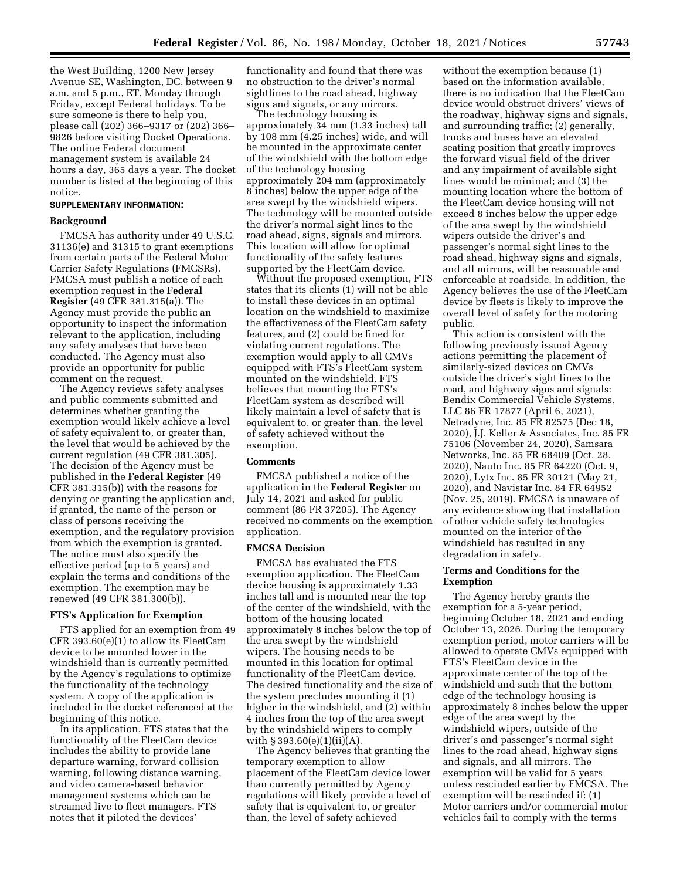the West Building, 1200 New Jersey Avenue SE, Washington, DC, between 9 a.m. and 5 p.m., ET, Monday through Friday, except Federal holidays. To be sure someone is there to help you, please call (202) 366–9317 or (202) 366–9826 before visiting Docket Operations. The online Federal document management system is available 24 hours a day, 365 days a year. The docket number is listed at the beginning of this notice.

**SUPPLEMENTARY INFORMATION:**

### Background

FMCSA has authority under 49 U.S.C. 31136(e) and 31315 to grant exemptions from certain parts of the Federal Motor Carrier Safety Regulations (FMCSRs). FMCSA must publish a notice of each exemption request in the **Federal Register** (49 CFR 381.315(a)). The Agency must provide the public an opportunity to inspect the information relevant to the application, including any safety analyses that have been conducted. The Agency must also provide an opportunity for public comment on the request.

The Agency reviews safety analyses and public comments submitted and determines whether granting the exemption would likely achieve a level of safety equivalent to, or greater than, the level that would be achieved by the current regulation (49 CFR 381.305). The decision of the Agency must be published in the **Federal Register** (49 CFR 381.315(b)) with the reasons for denying or granting the application and, if granted, the name of the person or class of persons receiving the exemption, and the regulatory provision from which the exemption is granted. The notice must also specify the effective period (up to 5 years) and explain the terms and conditions of the exemption. The exemption may be renewed (49 CFR 381.300(b)).

### FTS's Application for Exemption

FTS applied for an exemption from 49 CFR 393.60(e)(1) to allow its FleetCam device to be mounted lower in the windshield than is currently permitted by the Agency's regulations to optimize the functionality of the technology system. A copy of the application is included in the docket referenced at the beginning of this notice.

In its application, FTS states that the functionality of the FleetCam device includes the ability to provide lane departure warning, forward collision warning, following distance warning, and video camera-based behavior management systems which can be streamed live to fleet managers. FTS notes that it piloted the devices' functionality and found that there was no obstruction to the driver's normal sightlines to the road ahead, highway signs and signals, or any mirrors.

The technology housing is approximately 34 mm (1.33 inches) tall by 108 mm (4.25 inches) wide, and will be mounted in the approximate center of the windshield with the bottom edge of the technology housing approximately 204 mm (approximately 8 inches) below the upper edge of the area swept by the windshield wipers. The technology will be mounted outside the driver's normal sight lines to the road ahead, signs, signals and mirrors. This location will allow for optimal functionality of the safety features supported by the FleetCam device.

Without the proposed exemption, FTS states that its clients (1) will not be able to install these devices in an optimal location on the windshield to maximize the effectiveness of the FleetCam safety features, and (2) could be fined for violating current regulations. The exemption would apply to all CMVs equipped with FTS's FleetCam system mounted on the windshield. FTS believes that mounting the FTS's FleetCam system as described will likely maintain a level of safety that is equivalent to, or greater than, the level of safety achieved without the exemption.

### Comments

FMCSA published a notice of the application in the **Federal Register** on July 14, 2021 and asked for public comment (86 FR 37205). The Agency received no comments on the exemption application.

### FMCSA Decision

FMCSA has evaluated the FTS exemption application. The FleetCam device housing is approximately 1.33 inches tall and is mounted near the top of the center of the windshield, with the bottom of the housing located approximately 8 inches below the top of the area swept by the windshield wipers. The housing needs to be mounted in this location for optimal functionality of the FleetCam device. The desired functionality and the size of the system precludes mounting it (1) higher in the windshield, and (2) within 4 inches from the top of the area swept by the windshield wipers to comply with § 393.60(e)(1)(ii)(A).

The Agency believes that granting the temporary exemption to allow placement of the FleetCam device lower than currently permitted by Agency regulations will likely provide a level of safety that is equivalent to, or greater than, the level of safety achieved without the exemption because (1) based on the information available, there is no indication that the FleetCam device would obstruct drivers' views of the roadway, highway signs and signals, and surrounding traffic; (2) generally, trucks and buses have an elevated seating position that greatly improves the forward visual field of the driver and any impairment of available sight lines would be minimal; and (3) the mounting location where the bottom of the FleetCam device housing will not exceed 8 inches below the upper edge of the area swept by the windshield wipers outside the driver's and passenger's normal sight lines to the road ahead, highway signs and signals, and all mirrors, will be reasonable and enforceable at roadside. In addition, the Agency believes the use of the FleetCam device by fleets is likely to improve the overall level of safety for the motoring public.

This action is consistent with the following previously issued Agency actions permitting the placement of similarly-sized devices on CMVs outside the driver's sight lines to the road, and highway signs and signals: Bendix Commercial Vehicle Systems, LLC 86 FR 17877 (April 6, 2021), Netradyne, Inc. 85 FR 82575 (Dec 18, 2020), J.J. Keller & Associates, Inc. 85 FR 75106 (November 24, 2020), Samsara Networks, Inc. 85 FR 68409 (Oct. 28, 2020), Nauto Inc. 85 FR 64220 (Oct. 9, 2020), Lytx Inc. 85 FR 30121 (May 21, 2020), and Navistar Inc. 84 FR 64952 (Nov. 25, 2019). FMCSA is unaware of any evidence showing that installation of other vehicle safety technologies mounted on the interior of the windshield has resulted in any degradation in safety.

### Terms and Conditions for the Exemption

The Agency hereby grants the exemption for a 5-year period, beginning October 18, 2021 and ending October 13, 2026. During the temporary exemption period, motor carriers will be allowed to operate CMVs equipped with FTS's FleetCam device in the approximate center of the top of the windshield and such that the bottom edge of the technology housing is approximately 8 inches below the upper edge of the area swept by the windshield wipers, outside of the driver's and passenger's normal sight lines to the road ahead, highway signs and signals, and all mirrors. The exemption will be valid for 5 years unless rescinded earlier by FMCSA. The exemption will be rescinded if: (1) Motor carriers and/or commercial motor vehicles fail to comply with the terms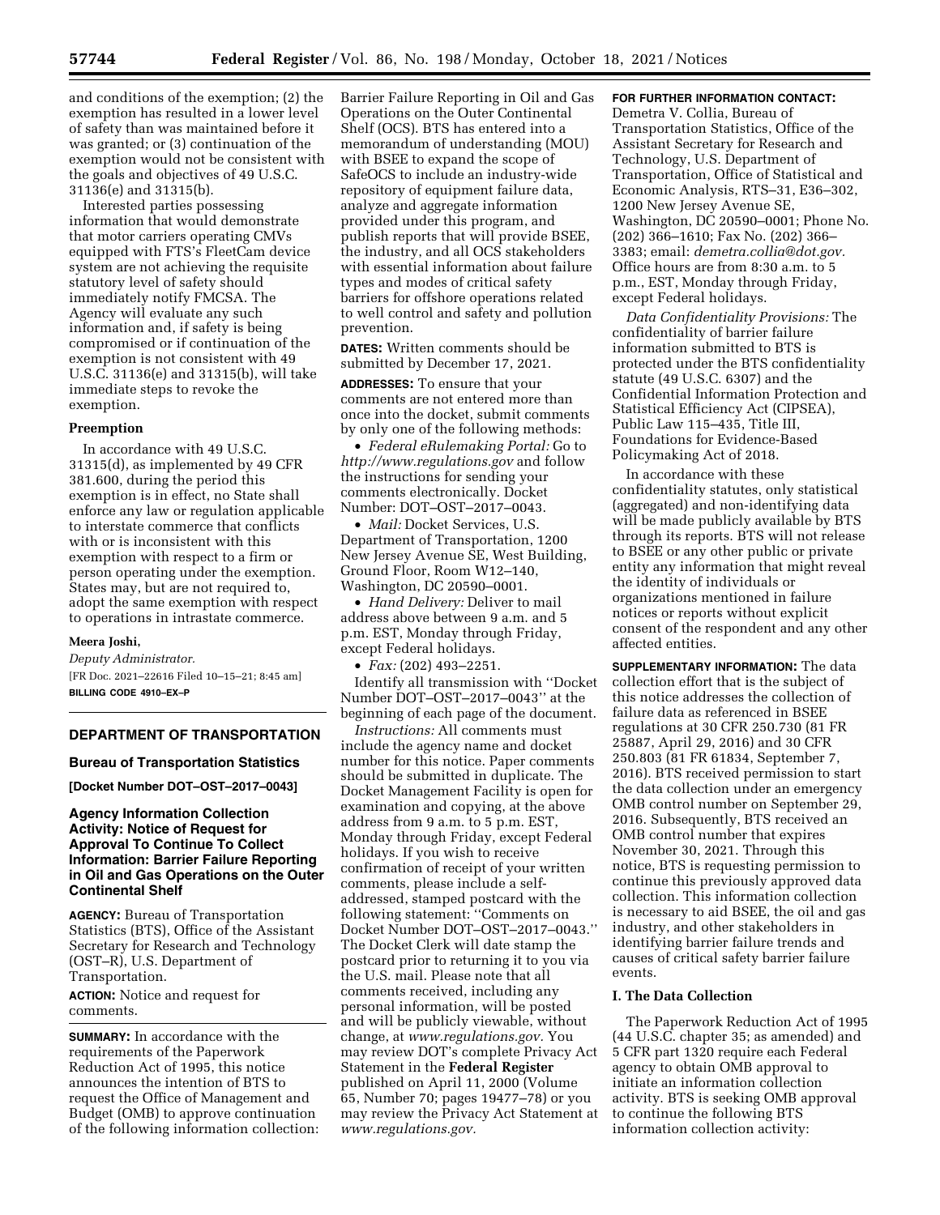and conditions of the exemption; (2) the exemption has resulted in a lower level of safety than was maintained before it was granted; or (3) continuation of the exemption would not be consistent with the goals and objectives of 49 U.S.C. 31136(e) and 31315(b).

Interested parties possessing information that would demonstrate that motor carriers operating CMVs equipped with FTS's FleetCam device system are not achieving the requisite statutory level of safety should immediately notify FMCSA. The Agency will evaluate any such information and, if safety is being compromised or if continuation of the exemption is not consistent with 49 U.S.C. 31136(e) and 31315(b), will take immediate steps to revoke the exemption.

### Preemption

In accordance with 49 U.S.C. 31315(d), as implemented by 49 CFR 381.600, during the period this exemption is in effect, no State shall enforce any law or regulation applicable to interstate commerce that conflicts with or is inconsistent with this exemption with respect to a firm or person operating under the exemption. States may, but are not required to, adopt the same exemption with respect to operations in intrastate commerce.

**Meera Joshi,**

*Deputy Administrator.*

[FR Doc. 2021–22616 Filed 10–15–21; 8:45 am]

**BILLING CODE 4910–EX–P**

## DEPARTMENT OF TRANSPORTATION

### Bureau of Transportation Statistics

**[Docket Number DOT–OST–2017–0043]**

### Agency Information Collection Activity: Notice of Request for Approval To Continue To Collect Information: Barrier Failure Reporting in Oil and Gas Operations on the Outer Continental Shelf

**AGENCY:** Bureau of Transportation Statistics (BTS), Office of the Assistant Secretary for Research and Technology (OST–R), U.S. Department of Transportation.

**ACTION:** Notice and request for comments.

**SUMMARY:** In accordance with the requirements of the Paperwork Reduction Act of 1995, this notice announces the intention of BTS to request the Office of Management and Budget (OMB) to approve continuation of the following information collection: Barrier Failure Reporting in Oil and Gas Operations on the Outer Continental Shelf (OCS). BTS has entered into a memorandum of understanding (MOU) with BSEE to expand the scope of SafeOCS to include an industry-wide repository of equipment failure data, analyze and aggregate information provided under this program, and publish reports that will provide BSEE, the industry, and all OCS stakeholders with essential information about failure types and modes of critical safety barriers for offshore operations related to well control and safety and pollution prevention.

**DATES:** Written comments should be submitted by December 17, 2021.

**ADDRESSES:** To ensure that your comments are not entered more than once into the docket, submit comments by only one of the following methods:

- *Federal eRulemaking Portal:* Go to *http://www.regulations.gov* and follow the instructions for sending your comments electronically. Docket Number: DOT–OST–2017–0043.
- *Mail:* Docket Services, U.S. Department of Transportation, 1200 New Jersey Avenue SE, West Building, Ground Floor, Room W12–140, Washington, DC 20590–0001.
- *Hand Delivery:* Deliver to mail address above between 9 a.m. and 5 p.m. EST, Monday through Friday, except Federal holidays.
- *Fax:* (202) 493–2251.

Identify all transmission with ''Docket Number DOT–OST–2017–0043'' at the beginning of each page of the document.

*Instructions:* All comments must include the agency name and docket number for this notice. Paper comments should be submitted in duplicate. The Docket Management Facility is open for examination and copying, at the above address from 9 a.m. to 5 p.m. EST, Monday through Friday, except Federal holidays. If you wish to receive confirmation of receipt of your written comments, please include a self-addressed, stamped postcard with the following statement: ''Comments on Docket Number DOT–OST–2017–0043.'' The Docket Clerk will date stamp the postcard prior to returning it to you via the U.S. mail. Please note that all comments received, including any personal information, will be posted and will be publicly viewable, without change, at *www.regulations.gov.* You may review DOT's complete Privacy Act Statement in the **Federal Register** published on April 11, 2000 (Volume 65, Number 70; pages 19477–78) or you may review the Privacy Act Statement at *www.regulations.gov.*

**FOR FURTHER INFORMATION CONTACT:** Demetra V. Collia, Bureau of Transportation Statistics, Office of the Assistant Secretary for Research and Technology, U.S. Department of Transportation, Office of Statistical and Economic Analysis, RTS–31, E36–302, 1200 New Jersey Avenue SE, Washington, DC 20590–0001; Phone No. (202) 366–1610; Fax No. (202) 366–3383; email: *demetra.collia@dot.gov.* Office hours are from 8:30 a.m. to 5 p.m., EST, Monday through Friday, except Federal holidays.

*Data Confidentiality Provisions:* The confidentiality of barrier failure information submitted to BTS is protected under the BTS confidentiality statute (49 U.S.C. 6307) and the Confidential Information Protection and Statistical Efficiency Act (CIPSEA), Public Law 115–435, Title III, Foundations for Evidence-Based Policymaking Act of 2018.

In accordance with these confidentiality statutes, only statistical (aggregated) and non-identifying data will be made publicly available by BTS through its reports. BTS will not release to BSEE or any other public or private entity any information that might reveal the identity of individuals or organizations mentioned in failure notices or reports without explicit consent of the respondent and any other affected entities.

**SUPPLEMENTARY INFORMATION:** The data collection effort that is the subject of this notice addresses the collection of failure data as referenced in BSEE regulations at 30 CFR 250.730 (81 FR 25887, April 29, 2016) and 30 CFR 250.803 (81 FR 61834, September 7, 2016). BTS received permission to start the data collection under an emergency OMB control number on September 29, 2016. Subsequently, BTS received an OMB control number that expires November 30, 2021. Through this notice, BTS is requesting permission to continue this previously approved data collection. This information collection is necessary to aid BSEE, the oil and gas industry, and other stakeholders in identifying barrier failure trends and causes of critical safety barrier failure events.

### I. The Data Collection

The Paperwork Reduction Act of 1995 (44 U.S.C. chapter 35; as amended) and 5 CFR part 1320 require each Federal agency to obtain OMB approval to initiate an information collection activity. BTS is seeking OMB approval to continue the following BTS information collection activity: